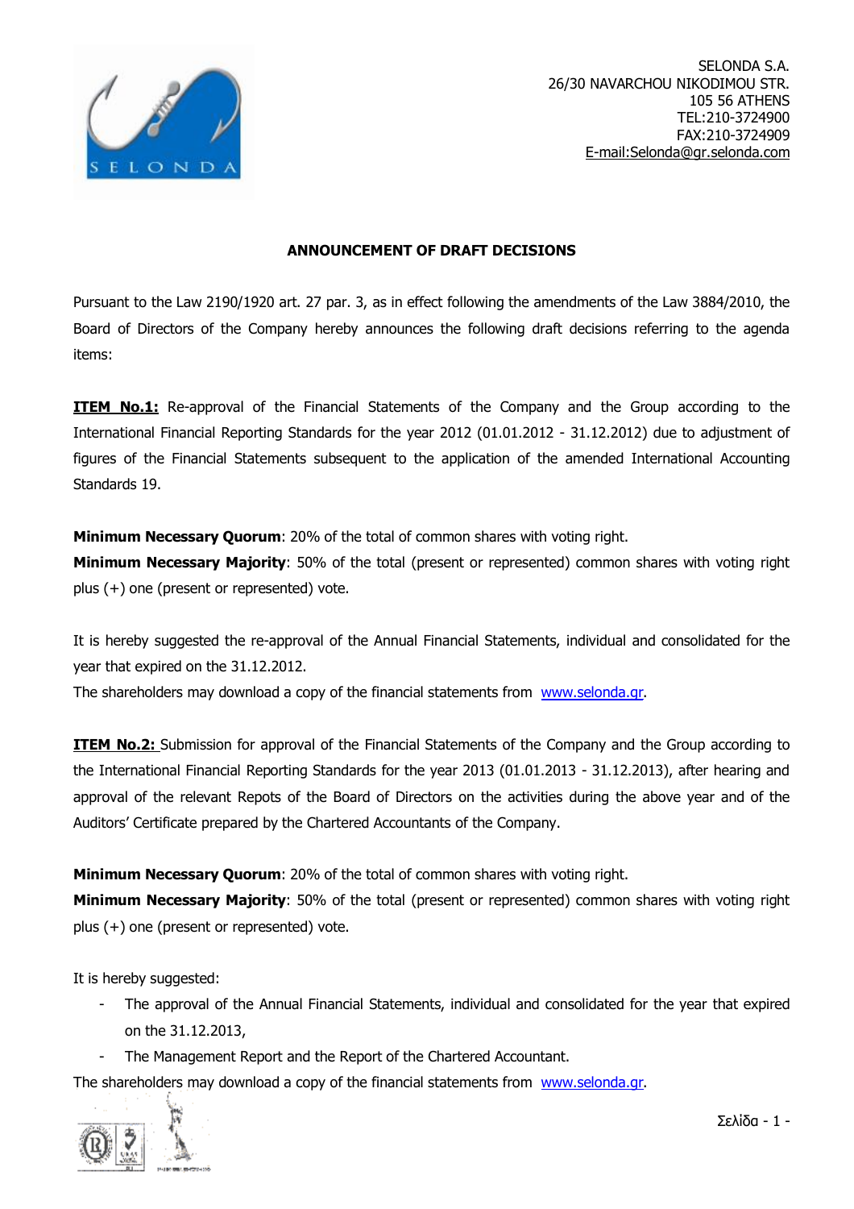SELONDA S.A.
26/30 NAVARCHOU NIKODIMOU STR.
105 56 ATHENS
TEL:210-3724900
FAX:210-3724909
E-mail:Selonda@gr.selonda.com

**ANNOUNCEMENT OF DRAFT DECISIONS**

Pursuant to the Law 2190/1920 art. 27 par. 3, as in effect following the amendments of the Law 3884/2010, the Board of Directors of the Company hereby announces the following draft decisions referring to the agenda items:

**ITEM No.1:** Re-approval of the Financial Statements of the Company and the Group according to the International Financial Reporting Standards for the year 2012 (01.01.2012 - 31.12.2012) due to adjustment of figures of the Financial Statements subsequent to the application of the amended International Accounting Standards 19.

**Minimum Necessary Quorum**: 20% of the total of common shares with voting right.
**Minimum Necessary Majority**: 50% of the total (present or represented) common shares with voting right plus (+) one (present or represented) vote.

It is hereby suggested the re-approval of the Annual Financial Statements, individual and consolidated for the year that expired on the 31.12.2012.
The shareholders may download a copy of the financial statements from www.selonda.gr.

**ITEM No.2:** Submission for approval of the Financial Statements of the Company and the Group according to the International Financial Reporting Standards for the year 2013 (01.01.2013 - 31.12.2013), after hearing and approval of the relevant Repots of the Board of Directors on the activities during the above year and of the Auditors' Certificate prepared by the Chartered Accountants of the Company.

**Minimum Necessary Quorum**: 20% of the total of common shares with voting right.
**Minimum Necessary Majority**: 50% of the total (present or represented) common shares with voting right plus (+) one (present or represented) vote.

It is hereby suggested:

- The approval of the Annual Financial Statements, individual and consolidated for the year that expired on the 31.12.2013,
- The Management Report and the Report of the Chartered Accountant.

The shareholders may download a copy of the financial statements from www.selonda.gr.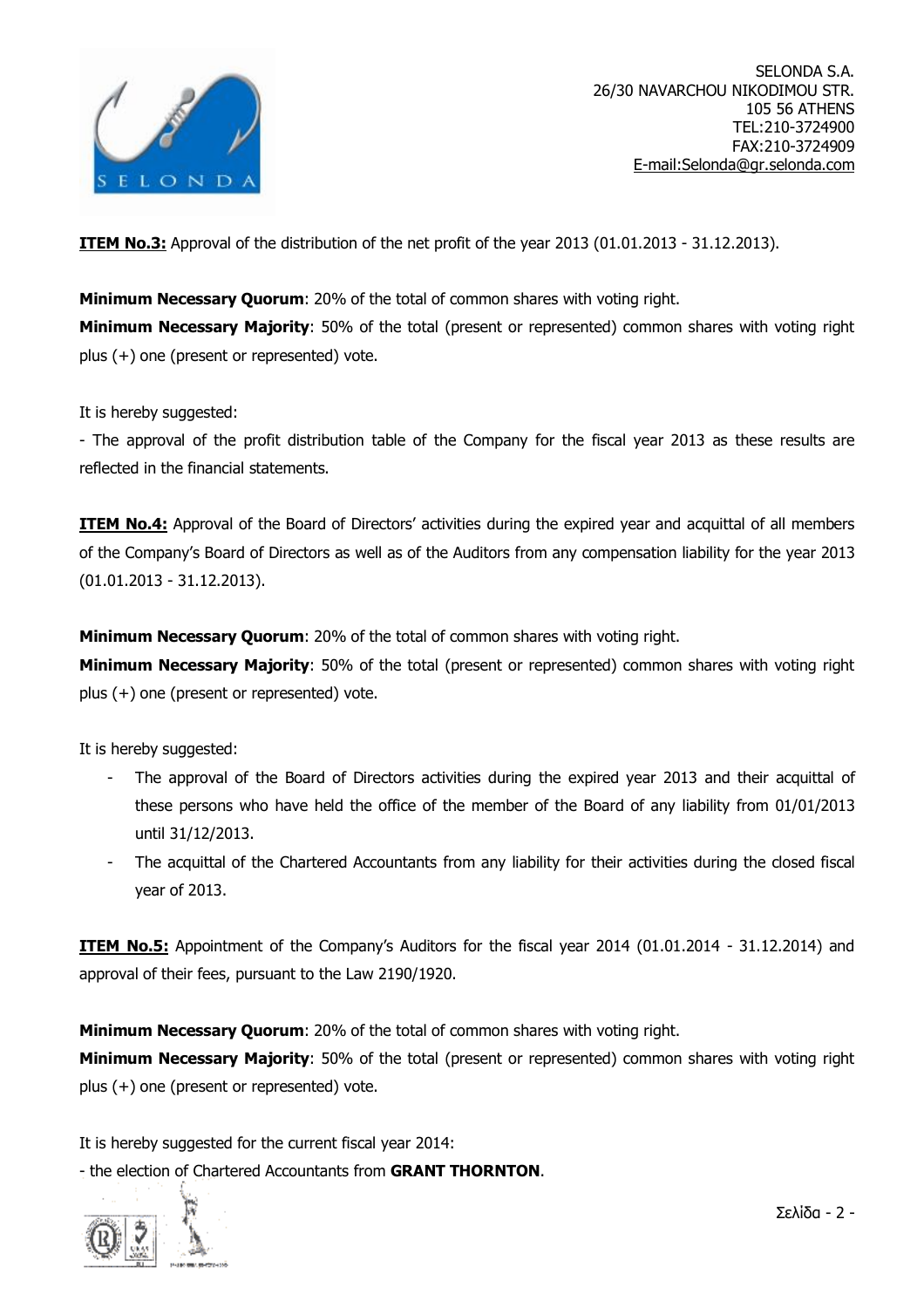SELONDA S.A.
26/30 NAVARCHOU NIKODIMOU STR.
105 56 ATHENS
TEL:210-3724900
FAX:210-3724909
E-mail:Selonda@gr.selonda.com

**ITEM No.3:** Approval of the distribution of the net profit of the year 2013 (01.01.2013 - 31.12.2013).

**Minimum Necessary Quorum**: 20% of the total of common shares with voting right.

**Minimum Necessary Majority**: 50% of the total (present or represented) common shares with voting right plus (+) one (present or represented) vote.

It is hereby suggested:

- The approval of the profit distribution table of the Company for the fiscal year 2013 as these results are reflected in the financial statements.

**ITEM No.4:** Approval of the Board of Directors' activities during the expired year and acquittal of all members of the Company's Board of Directors as well as of the Auditors from any compensation liability for the year 2013 (01.01.2013 - 31.12.2013).

**Minimum Necessary Quorum**: 20% of the total of common shares with voting right.

**Minimum Necessary Majority**: 50% of the total (present or represented) common shares with voting right plus (+) one (present or represented) vote.

It is hereby suggested:

- The approval of the Board of Directors activities during the expired year 2013 and their acquittal of these persons who have held the office of the member of the Board of any liability from 01/01/2013 until 31/12/2013.
- The acquittal of the Chartered Accountants from any liability for their activities during the closed fiscal year of 2013.

**ITEM No.5:** Appointment of the Company's Auditors for the fiscal year 2014 (01.01.2014 - 31.12.2014) and approval of their fees, pursuant to the Law 2190/1920.

**Minimum Necessary Quorum**: 20% of the total of common shares with voting right.

**Minimum Necessary Majority**: 50% of the total (present or represented) common shares with voting right plus (+) one (present or represented) vote.

It is hereby suggested for the current fiscal year 2014:

- the election of Chartered Accountants from **GRANT THORNTON**.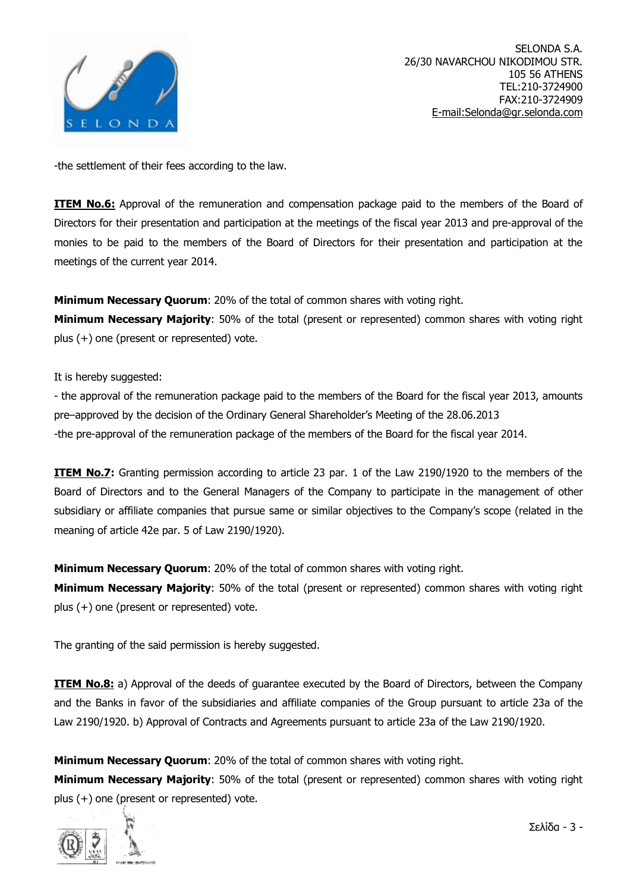-the settlement of their fees according to the law.

**ITEM No.6:** Approval of the remuneration and compensation package paid to the members of the Board of Directors for their presentation and participation at the meetings of the fiscal year 2013 and pre-approval of the monies to be paid to the members of the Board of Directors for their presentation and participation at the meetings of the current year 2014.

**Minimum Necessary Quorum**: 20% of the total of common shares with voting right.
**Minimum Necessary Majority**: 50% of the total (present or represented) common shares with voting right plus (+) one (present or represented) vote.

It is hereby suggested:

- the approval of the remuneration package paid to the members of the Board for the fiscal year 2013, amounts pre–approved by the decision of the Ordinary General Shareholder's Meeting of the 28.06.2013
-the pre-approval of the remuneration package of the members of the Board for the fiscal year 2014.

**ITEM No.7:** Granting permission according to article 23 par. 1 of the Law 2190/1920 to the members of the Board of Directors and to the General Managers of the Company to participate in the management of other subsidiary or affiliate companies that pursue same or similar objectives to the Company's scope (related in the meaning of article 42e par. 5 of Law 2190/1920).

**Minimum Necessary Quorum**: 20% of the total of common shares with voting right.
**Minimum Necessary Majority**: 50% of the total (present or represented) common shares with voting right plus (+) one (present or represented) vote.

The granting of the said permission is hereby suggested.

**ITEM No.8:** a) Approval of the deeds of guarantee executed by the Board of Directors, between the Company and the Banks in favor of the subsidiaries and affiliate companies of the Group pursuant to article 23a of the Law 2190/1920. b) Approval of Contracts and Agreements pursuant to article 23a of the Law 2190/1920.

**Minimum Necessary Quorum**: 20% of the total of common shares with voting right.
**Minimum Necessary Majority**: 50% of the total (present or represented) common shares with voting right plus (+) one (present or represented) vote.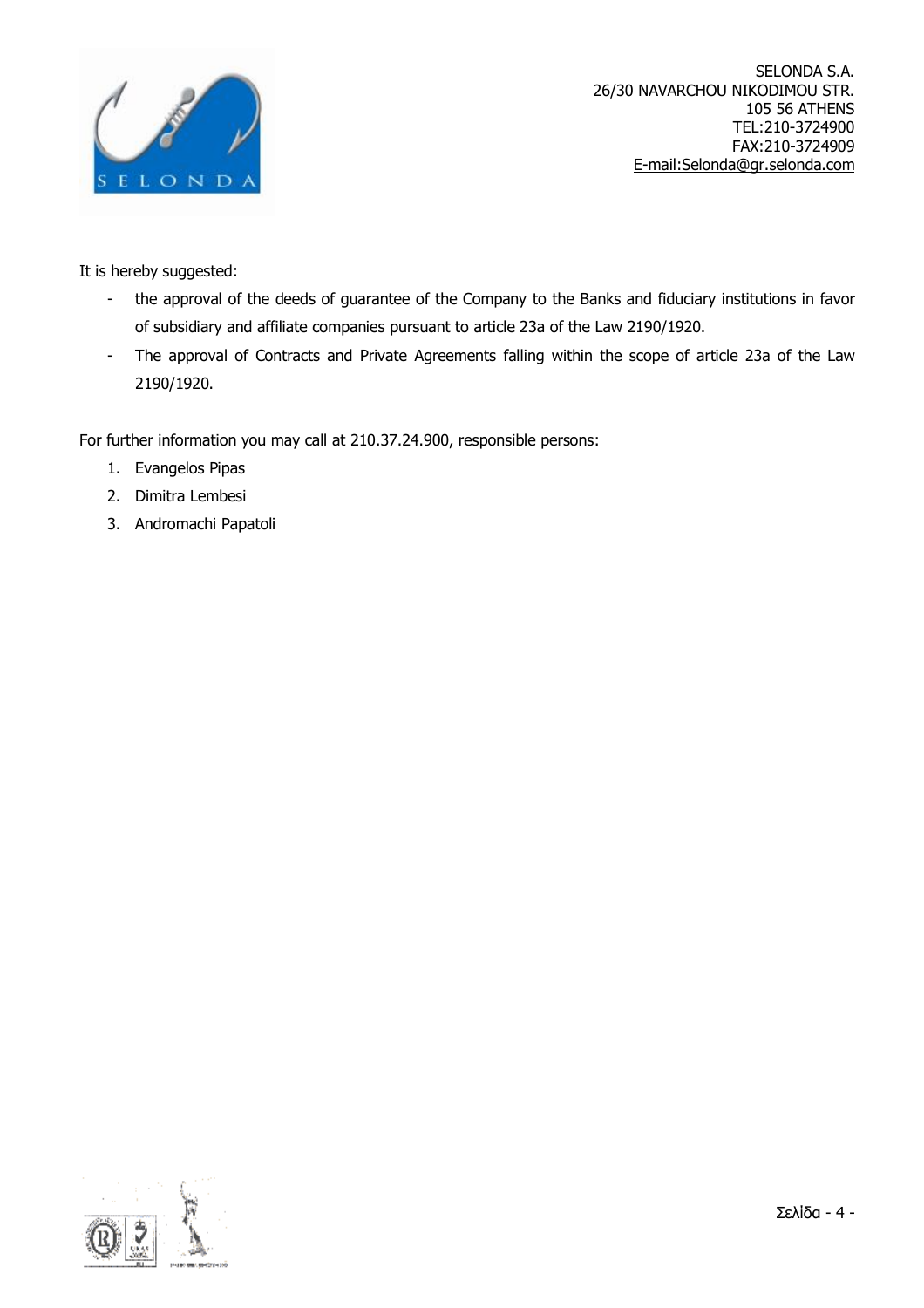SELONDA S.A.
26/30 NAVARCHOU NIKODIMOU STR.
105 56 ATHENS
TEL:210-3724900
FAX:210-3724909
E-mail:Selonda@gr.selonda.com

It is hereby suggested:

- the approval of the deeds of guarantee of the Company to the Banks and fiduciary institutions in favor of subsidiary and affiliate companies pursuant to article 23a of the Law 2190/1920.
- The approval of Contracts and Private Agreements falling within the scope of article 23a of the Law 2190/1920.

For further information you may call at 210.37.24.900, responsible persons:

1. Evangelos Pipas
2. Dimitra Lembesi
3. Andromachi Papatoli